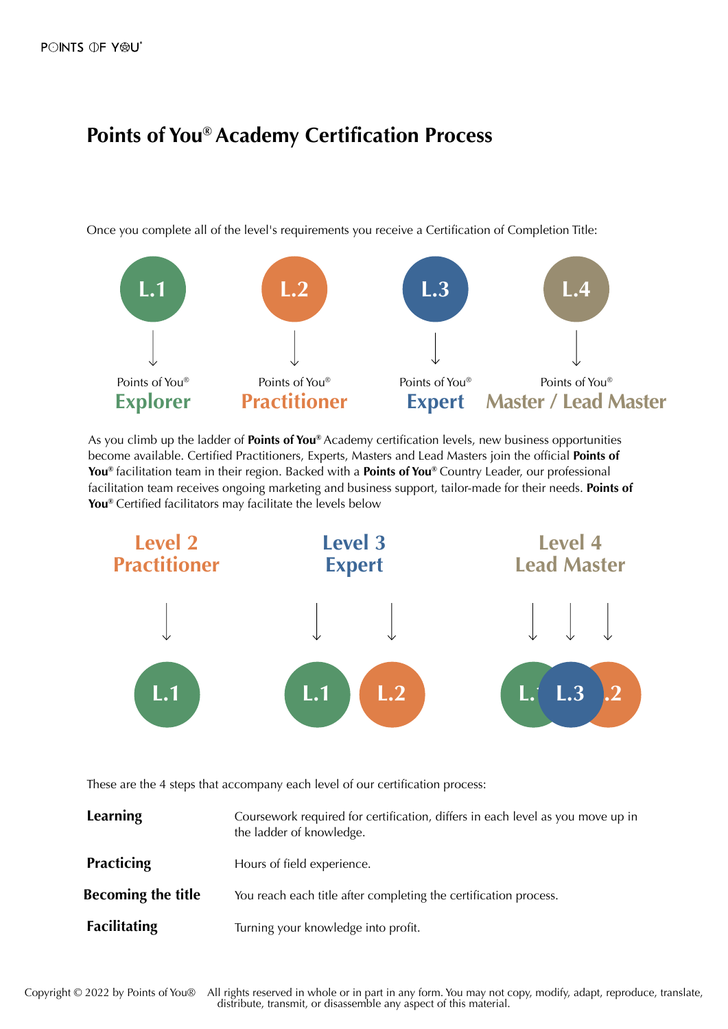# Points of You® Academy Certification Process

Once you complete all of the level's requirements you receive a Certification of Completion Title:

- **L.1** → Points of You® **Explorer**
- **L.2** → Points of You® **Practitioner**
- **L.3** → Points of You® **Expert**
- **L.4** → Points of You® **Master / Lead Master**

As you climb up the ladder of **Points of You®** Academy certification levels, new business opportunities become available. Certified Practitioners, Experts, Masters and Lead Masters join the official **Points of You®** facilitation team in their region. Backed with a **Points of You®** Country Leader, our professional facilitation team receives ongoing marketing and business support, tailor-made for their needs. **Points of You®** Certified facilitators may facilitate the levels below

- **Level 2 Practitioner** → L.1
- **Level 3 Expert** → L.1, L.2
- **Level 4 Lead Master** → L.1, L.3, L.2

These are the 4 steps that accompany each level of our certification process:

| | |
|---|---|
| **Learning** | Coursework required for certification, differs in each level as you move up in the ladder of knowledge. |
| **Practicing** | Hours of field experience. |
| **Becoming the title** | You reach each title after completing the certification process. |
| **Facilitating** | Turning your knowledge into profit. |

Copyright © 2022 by Points of You® All rights reserved in whole or in part in any form. You may not copy, modify, adapt, reproduce, translate, distribute, transmit, or disassemble any aspect of this material.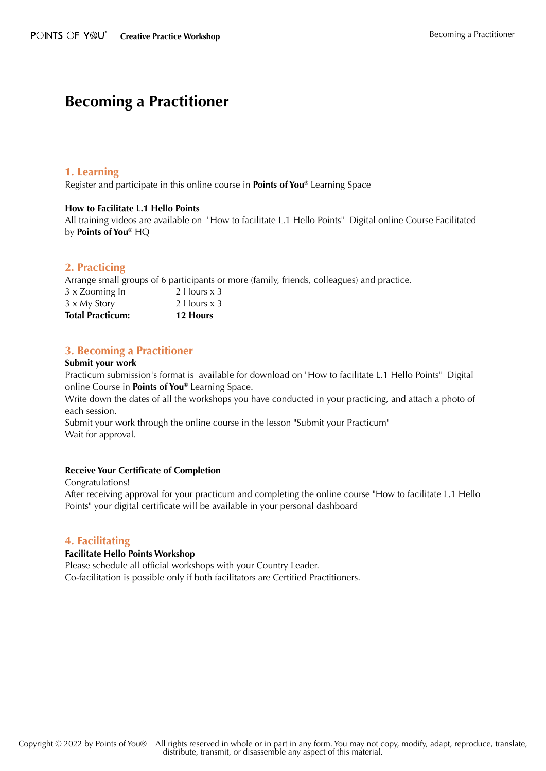# Becoming a Practitioner

## 1. Learning

Register and participate in this online course in **Points of You®** Learning Space

**How to Facilitate L.1 Hello Points**
All training videos are available on "How to facilitate L.1 Hello Points" Digital online Course Facilitated by **Points of You®** HQ

## 2. Practicing

Arrange small groups of 6 participants or more (family, friends, colleagues) and practice.

| | |
|---|---|
| 3 x Zooming In | 2 Hours x 3 |
| 3 x My Story | 2 Hours x 3 |
| **Total Practicum:** | **12 Hours** |

## 3. Becoming a Practitioner

**Submit your work**
Practicum submission's format is available for download on "How to facilitate L.1 Hello Points" Digital online Course in **Points of You®** Learning Space.
Write down the dates of all the workshops you have conducted in your practicing, and attach a photo of each session.
Submit your work through the online course in the lesson "Submit your Practicum"
Wait for approval.

**Receive Your Certificate of Completion**
Congratulations!
After receiving approval for your practicum and completing the online course "How to facilitate L.1 Hello Points" your digital certificate will be available in your personal dashboard

## 4. Facilitating

**Facilitate Hello Points Workshop**
Please schedule all official workshops with your Country Leader.
Co-facilitation is possible only if both facilitators are Certified Practitioners.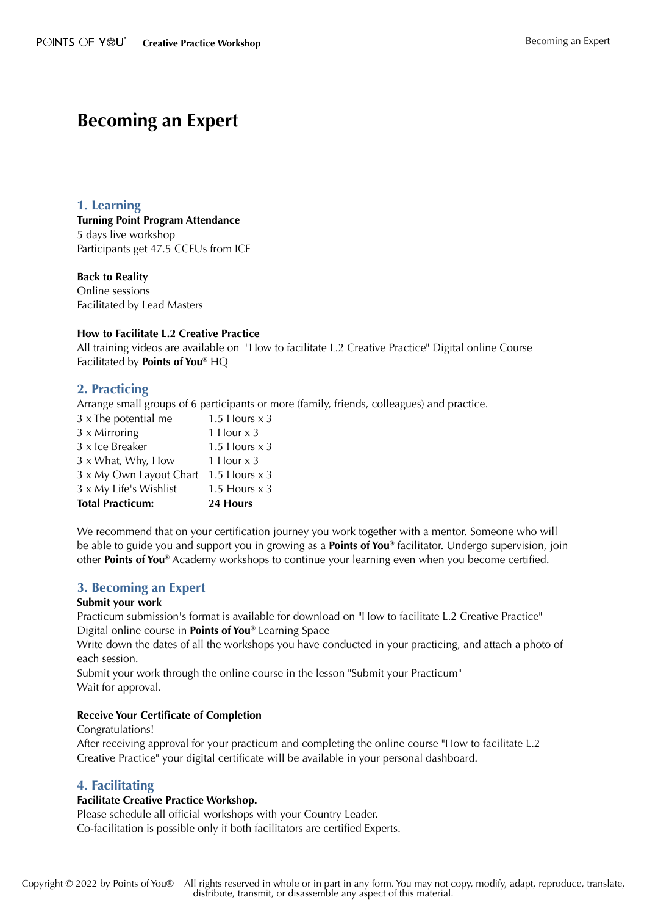# Becoming an Expert

## 1. Learning

**Turning Point Program Attendance**
5 days live workshop
Participants get 47.5 CCEUs from ICF

**Back to Reality**
Online sessions
Facilitated by Lead Masters

**How to Facilitate L.2 Creative Practice**
All training videos are available on "How to facilitate L.2 Creative Practice" Digital online Course
Facilitated by **Points of You®** HQ

## 2. Practicing

Arrange small groups of 6 participants or more (family, friends, colleagues) and practice.

| | |
|---|---|
| 3 x The potential me | 1.5 Hours x 3 |
| 3 x Mirroring | 1 Hour x 3 |
| 3 x Ice Breaker | 1.5 Hours x 3 |
| 3 x What, Why, How | 1 Hour x 3 |
| 3 x My Own Layout Chart | 1.5 Hours x 3 |
| 3 x My Life's Wishlist | 1.5 Hours x 3 |
| **Total Practicum:** | **24 Hours** |

We recommend that on your certification journey you work together with a mentor. Someone who will be able to guide you and support you in growing as a **Points of You®** facilitator. Undergo supervision, join other **Points of You®** Academy workshops to continue your learning even when you become certified.

## 3. Becoming an Expert

**Submit your work**
Practicum submission's format is available for download on "How to facilitate L.2 Creative Practice" Digital online course in **Points of You®** Learning Space
Write down the dates of all the workshops you have conducted in your practicing, and attach a photo of each session.
Submit your work through the online course in the lesson "Submit your Practicum"
Wait for approval.

**Receive Your Certificate of Completion**
Congratulations!
After receiving approval for your practicum and completing the online course "How to facilitate L.2 Creative Practice" your digital certificate will be available in your personal dashboard.

## 4. Facilitating

**Facilitate Creative Practice Workshop.**
Please schedule all official workshops with your Country Leader.
Co-facilitation is possible only if both facilitators are certified Experts.

Copyright © 2022 by Points of You® All rights reserved in whole or in part in any form. You may not copy, modify, adapt, reproduce, translate, distribute, transmit, or disassemble any aspect of this material.